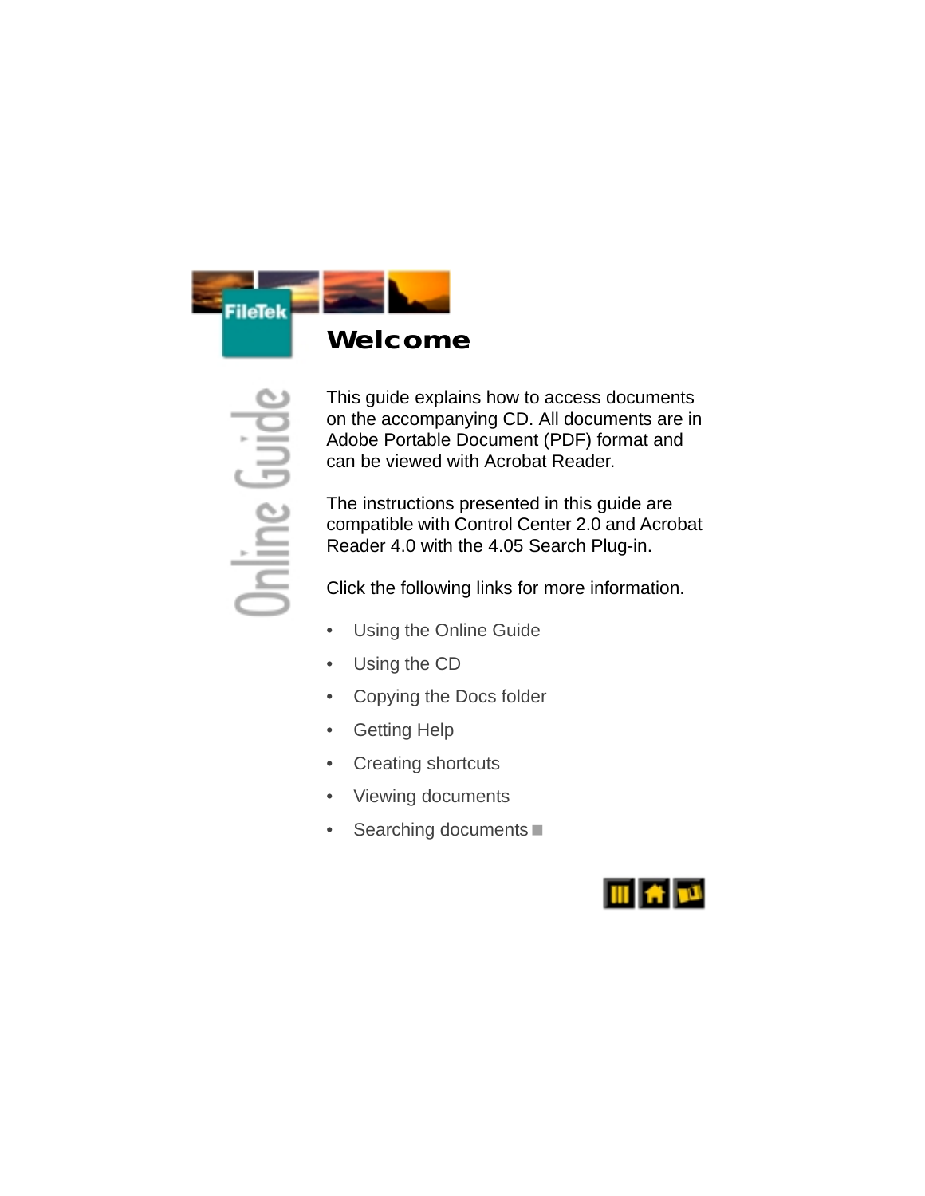# Welcome

This guide explains how to access documents on the accompanying CD. All documents are in Adobe Portable Document (PDF) format and can be viewed with Acrobat Reader.

The instructions presented in this guide are compatible with Control Center 2.0 and Acrobat Reader 4.0 with the 4.05 Search Plug-in.

Click the following links for more information.

- Using the Online Guide
- Using the CD
- Copying the Docs folder
- Getting Help
- Creating shortcuts
- Viewing documents
- Searching documents ■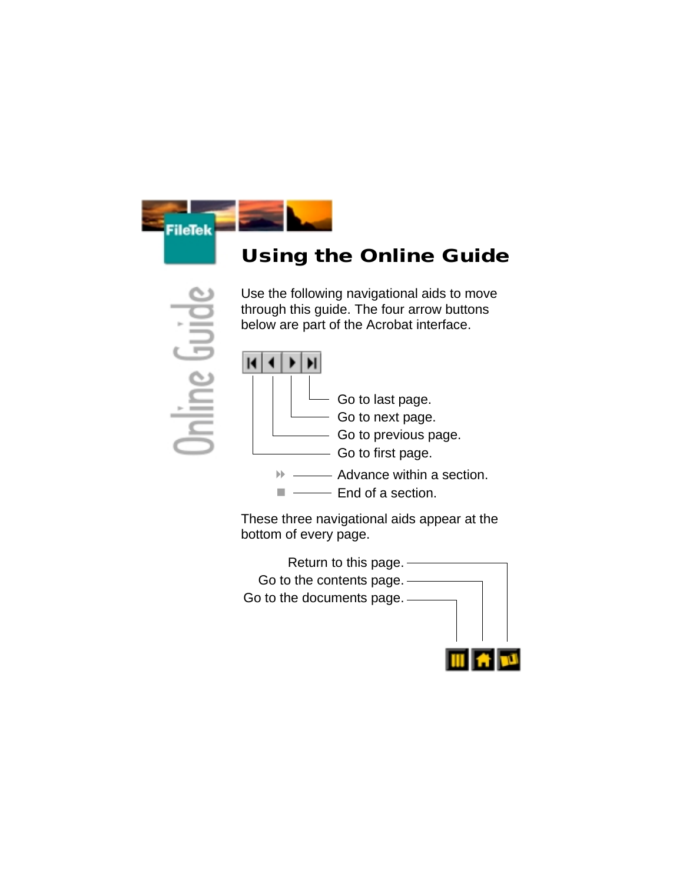# Using the Online Guide

Use the following navigational aids to move through this guide. The four arrow buttons below are part of the Acrobat interface.

Go to last page.

Go to next page.

Go to previous page.

Go to first page.

Advance within a section.

End of a section.

These three navigational aids appear at the bottom of every page.

Return to this page.

Go to the contents page.

Go to the documents page.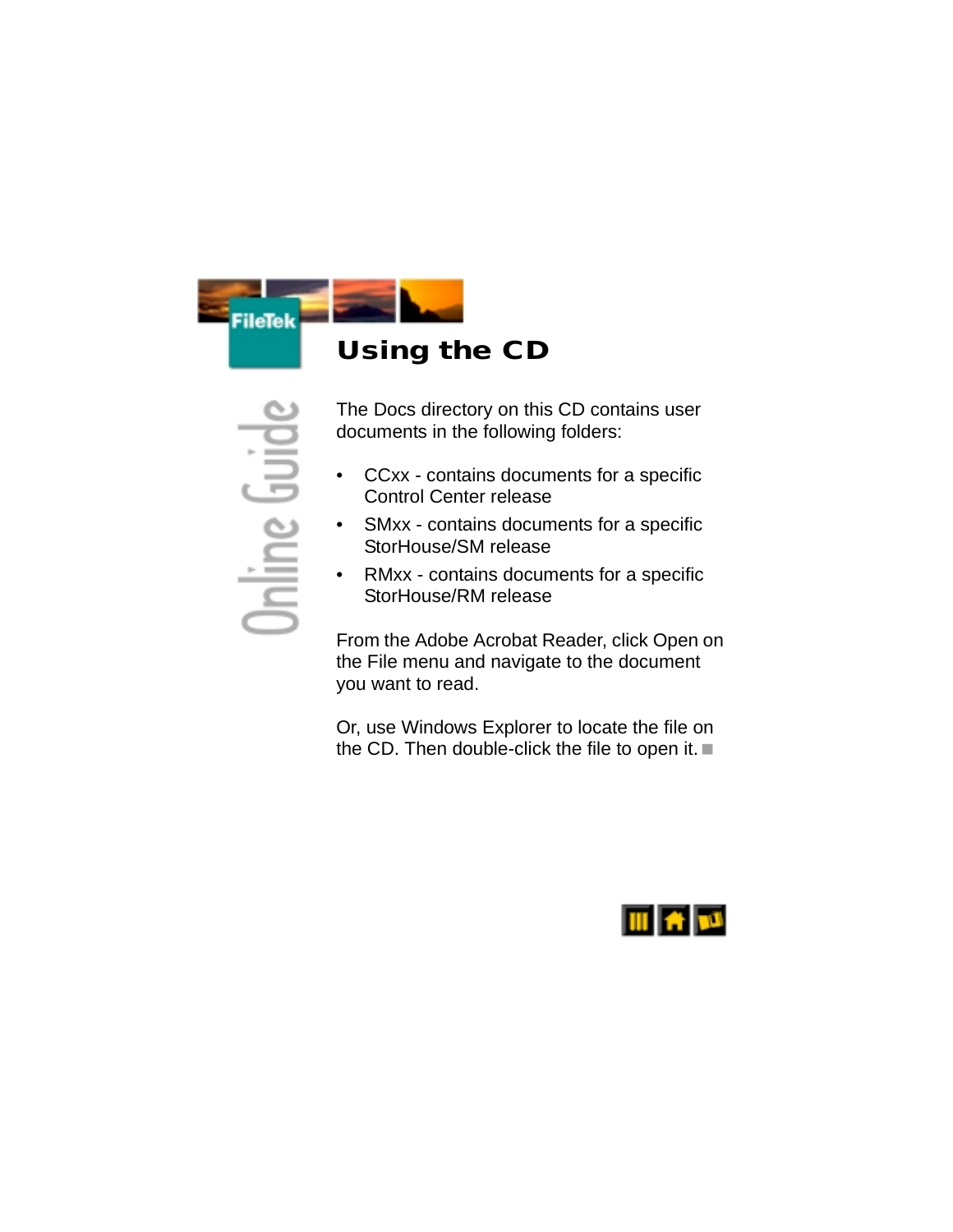# Using the CD

The Docs directory on this CD contains user documents in the following folders:

- CCxx - contains documents for a specific Control Center release
- SMxx - contains documents for a specific StorHouse/SM release
- RMxx - contains documents for a specific StorHouse/RM release

From the Adobe Acrobat Reader, click Open on the File menu and navigate to the document you want to read.

Or, use Windows Explorer to locate the file on the CD. Then double-click the file to open it. ■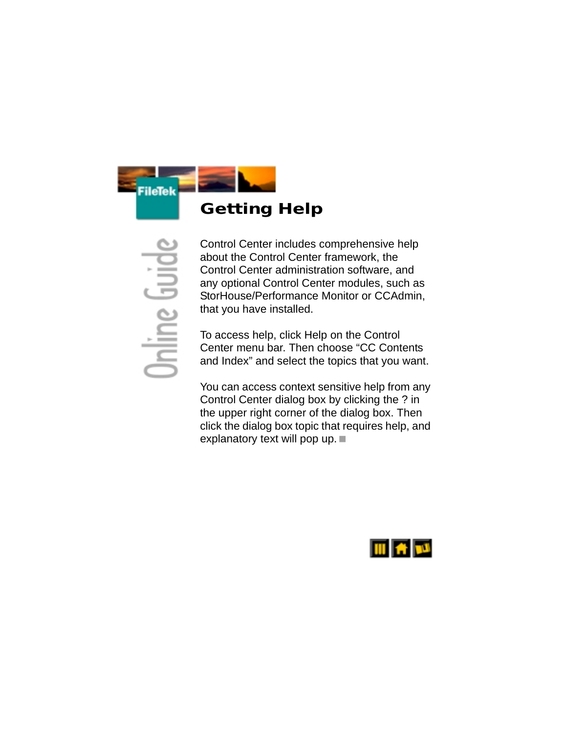# Getting Help

Control Center includes comprehensive help about the Control Center framework, the Control Center administration software, and any optional Control Center modules, such as StorHouse/Performance Monitor or CCAdmin, that you have installed.

To access help, click Help on the Control Center menu bar. Then choose “CC Contents and Index” and select the topics that you want.

You can access context sensitive help from any Control Center dialog box by clicking the ? in the upper right corner of the dialog box. Then click the dialog box topic that requires help, and explanatory text will pop up. ■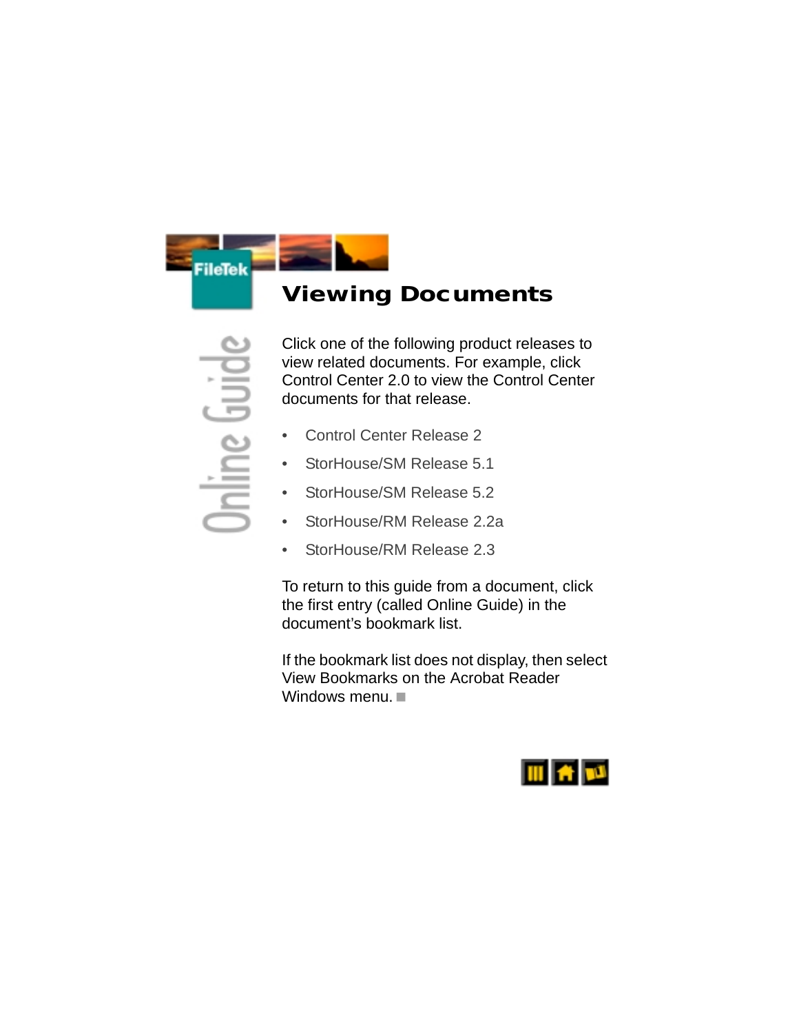# Viewing Documents

Click one of the following product releases to view related documents. For example, click Control Center 2.0 to view the Control Center documents for that release.

- Control Center Release 2
- StorHouse/SM Release 5.1
- StorHouse/SM Release 5.2
- StorHouse/RM Release 2.2a
- StorHouse/RM Release 2.3

To return to this guide from a document, click the first entry (called Online Guide) in the document's bookmark list.

If the bookmark list does not display, then select View Bookmarks on the Acrobat Reader Windows menu. ■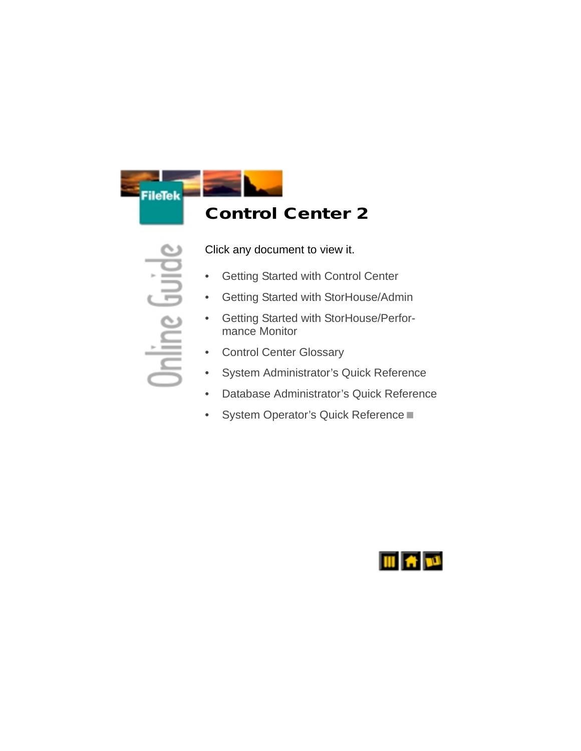# Control Center 2

Click any document to view it.

- Getting Started with Control Center
- Getting Started with StorHouse/Admin
- Getting Started with StorHouse/Performance Monitor
- Control Center Glossary
- System Administrator's Quick Reference
- Database Administrator's Quick Reference
- System Operator's Quick Reference ■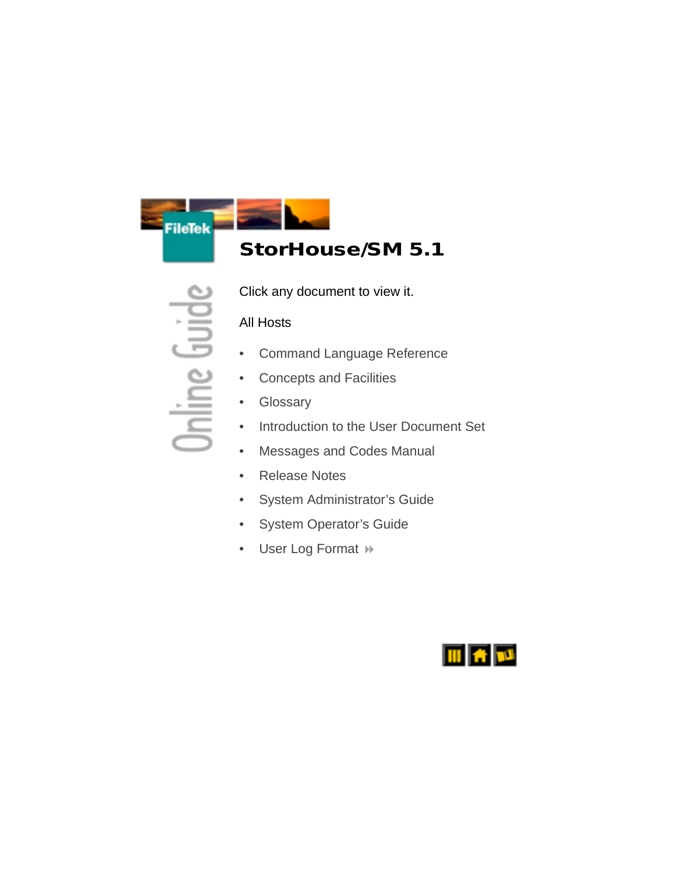# StorHouse/SM 5.1

Click any document to view it.

All Hosts

- Command Language Reference
- Concepts and Facilities
- Glossary
- Introduction to the User Document Set
- Messages and Codes Manual
- Release Notes
- System Administrator’s Guide
- System Operator’s Guide
- User Log Format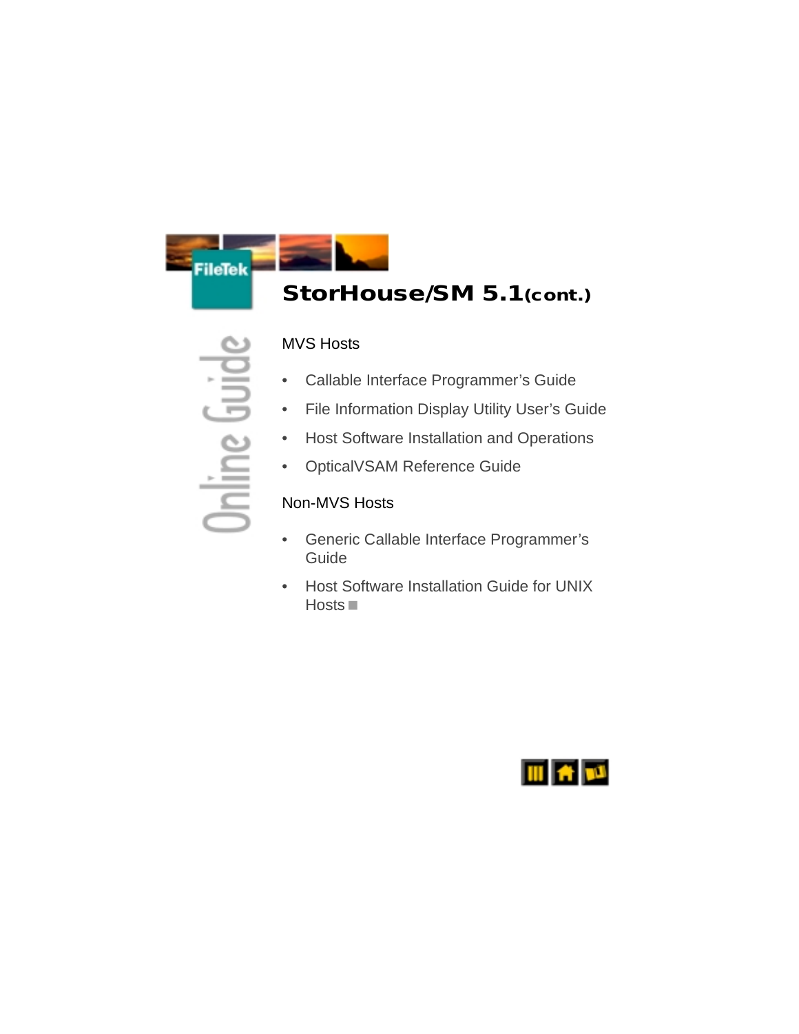# StorHouse/SM 5.1 (cont.)

MVS Hosts

- Callable Interface Programmer's Guide
- File Information Display Utility User's Guide
- Host Software Installation and Operations
- OpticalVSAM Reference Guide

Non-MVS Hosts

- Generic Callable Interface Programmer's Guide
- Host Software Installation Guide for UNIX Hosts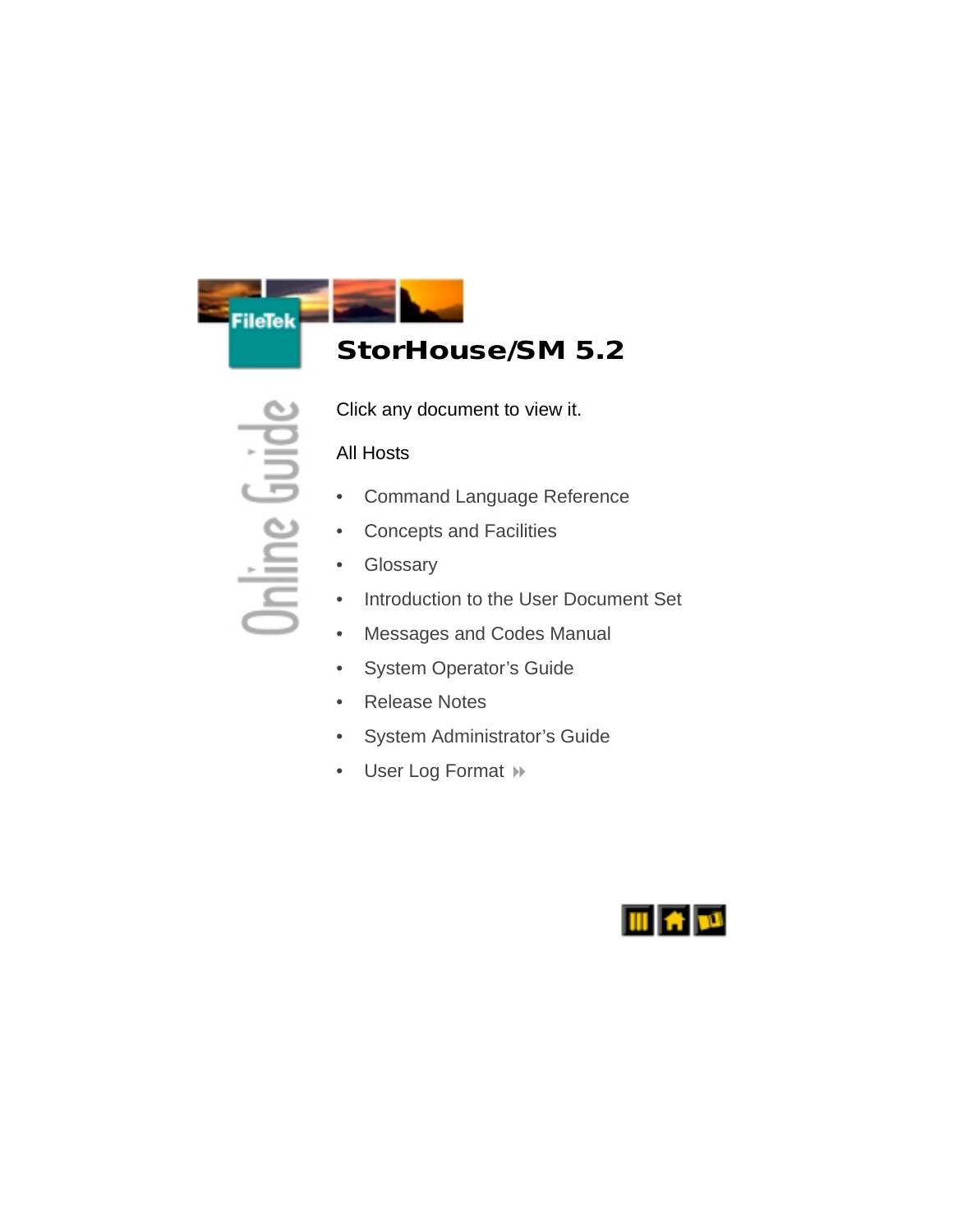# StorHouse/SM 5.2

Click any document to view it.

All Hosts

- Command Language Reference
- Concepts and Facilities
- Glossary
- Introduction to the User Document Set
- Messages and Codes Manual
- System Operator's Guide
- Release Notes
- System Administrator's Guide
- User Log Format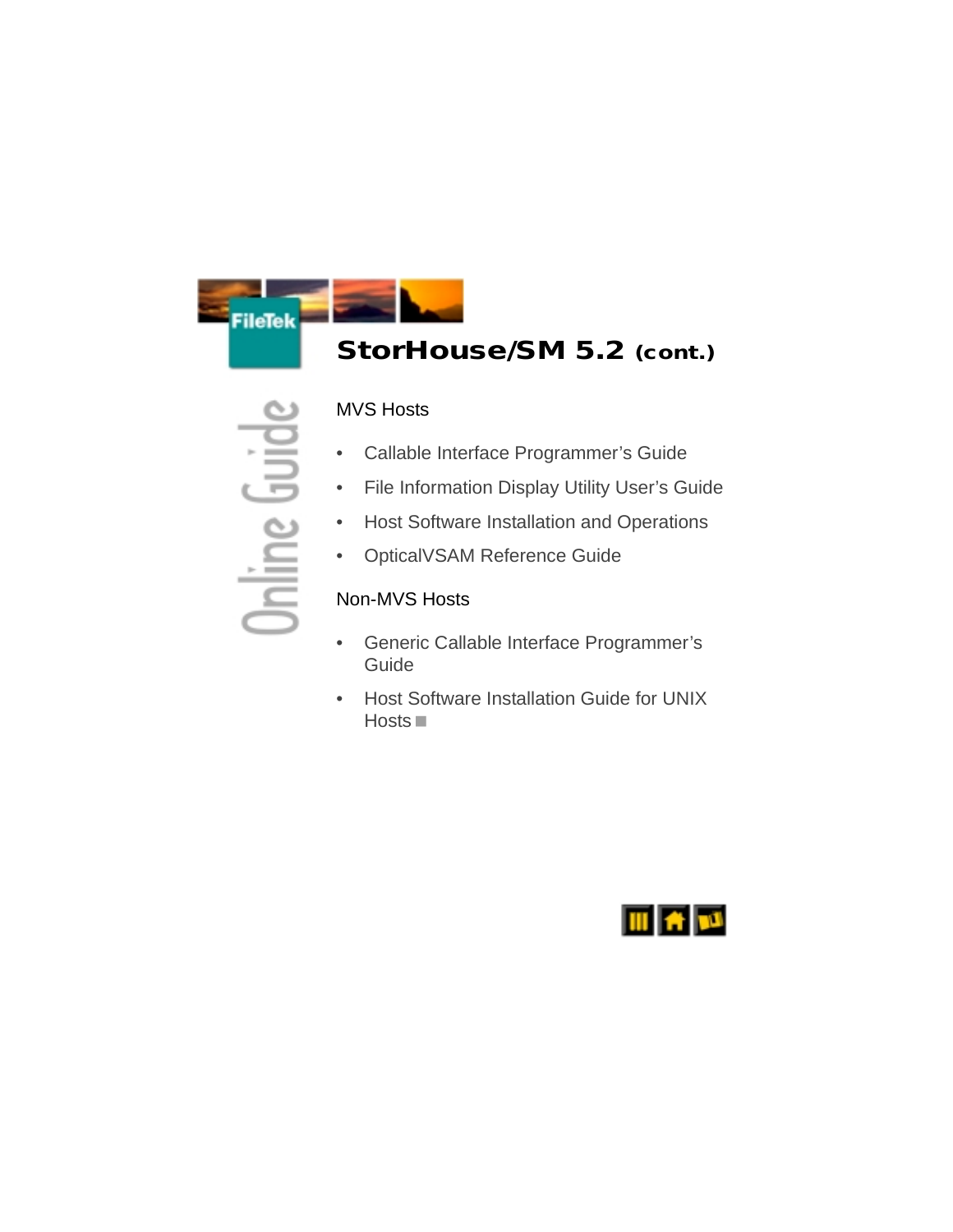## StorHouse/SM 5.2 (cont.)

### MVS Hosts

- Callable Interface Programmer's Guide
- File Information Display Utility User's Guide
- Host Software Installation and Operations
- OpticalVSAM Reference Guide

### Non-MVS Hosts

- Generic Callable Interface Programmer's Guide
- Host Software Installation Guide for UNIX Hosts ■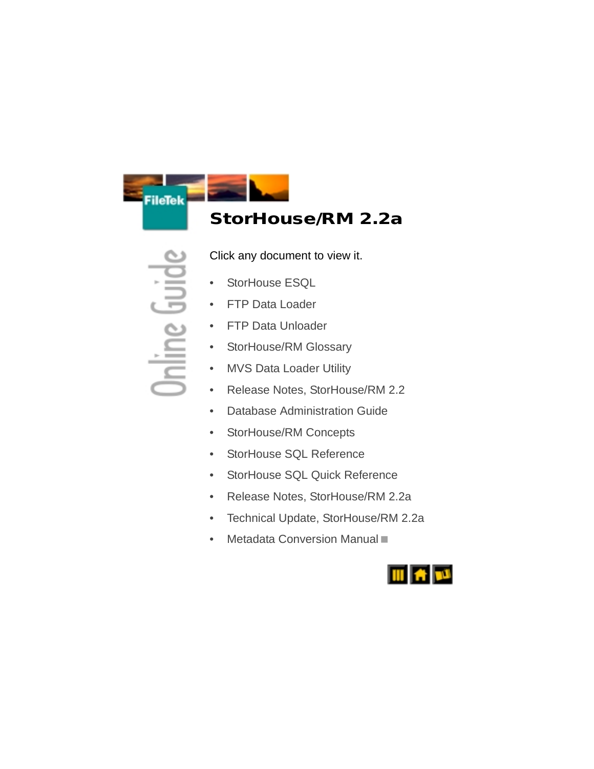# StorHouse/RM 2.2a

Click any document to view it.

- StorHouse ESQL
- FTP Data Loader
- FTP Data Unloader
- StorHouse/RM Glossary
- MVS Data Loader Utility
- Release Notes, StorHouse/RM 2.2
- Database Administration Guide
- StorHouse/RM Concepts
- StorHouse SQL Reference
- StorHouse SQL Quick Reference
- Release Notes, StorHouse/RM 2.2a
- Technical Update, StorHouse/RM 2.2a
- Metadata Conversion Manual ■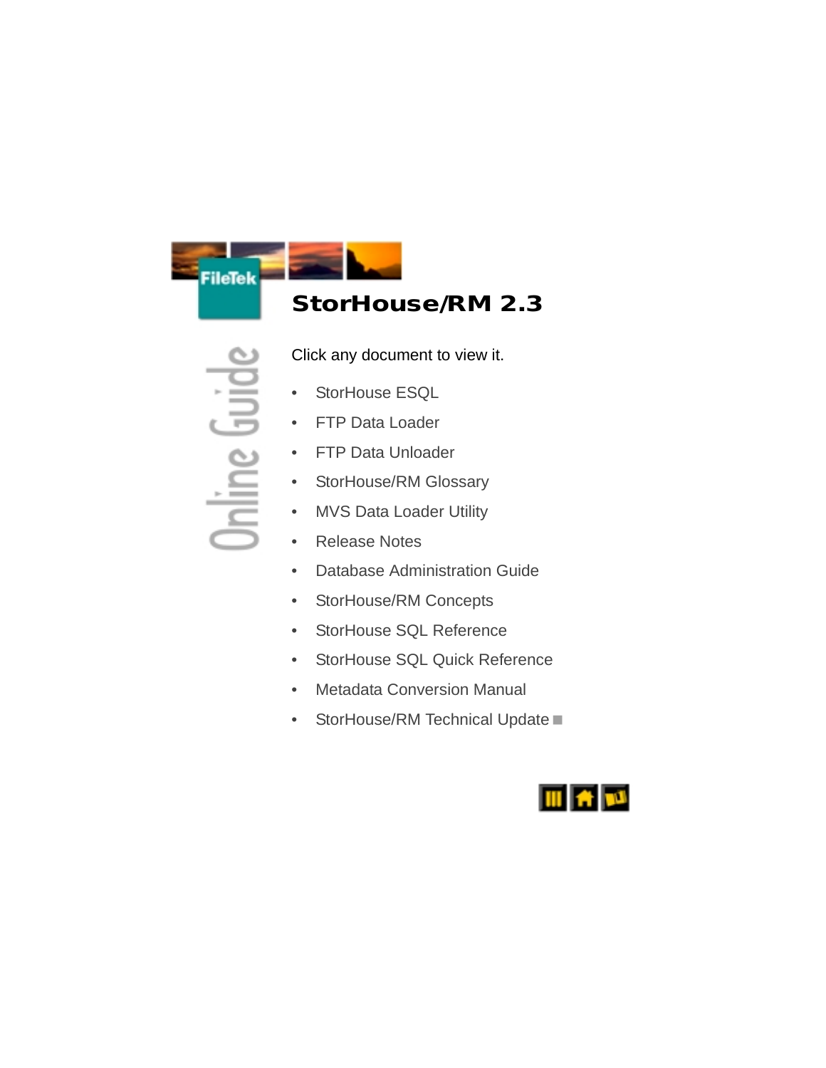# StorHouse/RM 2.3

Click any document to view it.

- StorHouse ESQL
- FTP Data Loader
- FTP Data Unloader
- StorHouse/RM Glossary
- MVS Data Loader Utility
- Release Notes
- Database Administration Guide
- StorHouse/RM Concepts
- StorHouse SQL Reference
- StorHouse SQL Quick Reference
- Metadata Conversion Manual
- StorHouse/RM Technical Update ■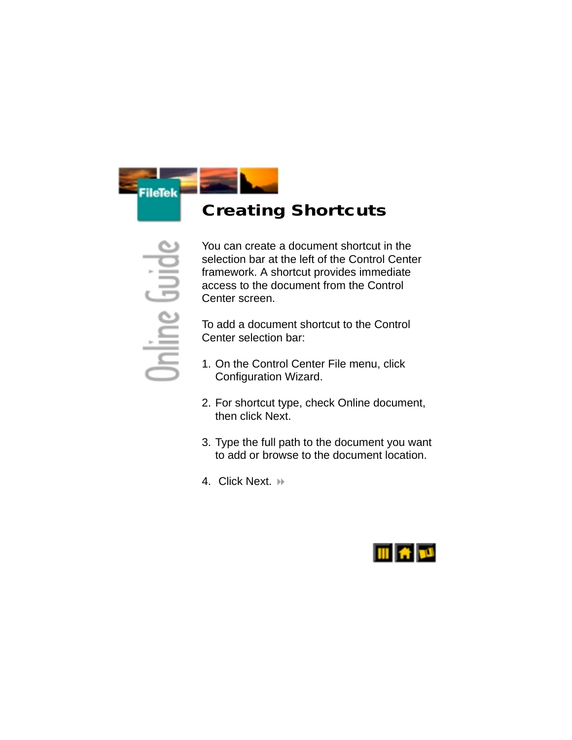# Creating Shortcuts

You can create a document shortcut in the selection bar at the left of the Control Center framework. A shortcut provides immediate access to the document from the Control Center screen.

To add a document shortcut to the Control Center selection bar:

1. On the Control Center File menu, click Configuration Wizard.

2. For shortcut type, check Online document, then click Next.

3. Type the full path to the document you want to add or browse to the document location.

4. Click Next.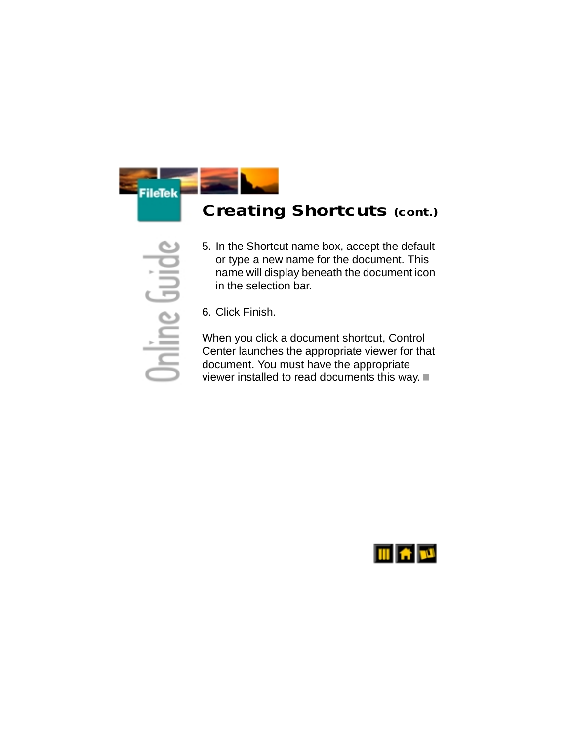## Creating Shortcuts (cont.)

5. In the Shortcut name box, accept the default or type a new name for the document. This name will display beneath the document icon in the selection bar.

6. Click Finish.

When you click a document shortcut, Control Center launches the appropriate viewer for that document. You must have the appropriate viewer installed to read documents this way. ■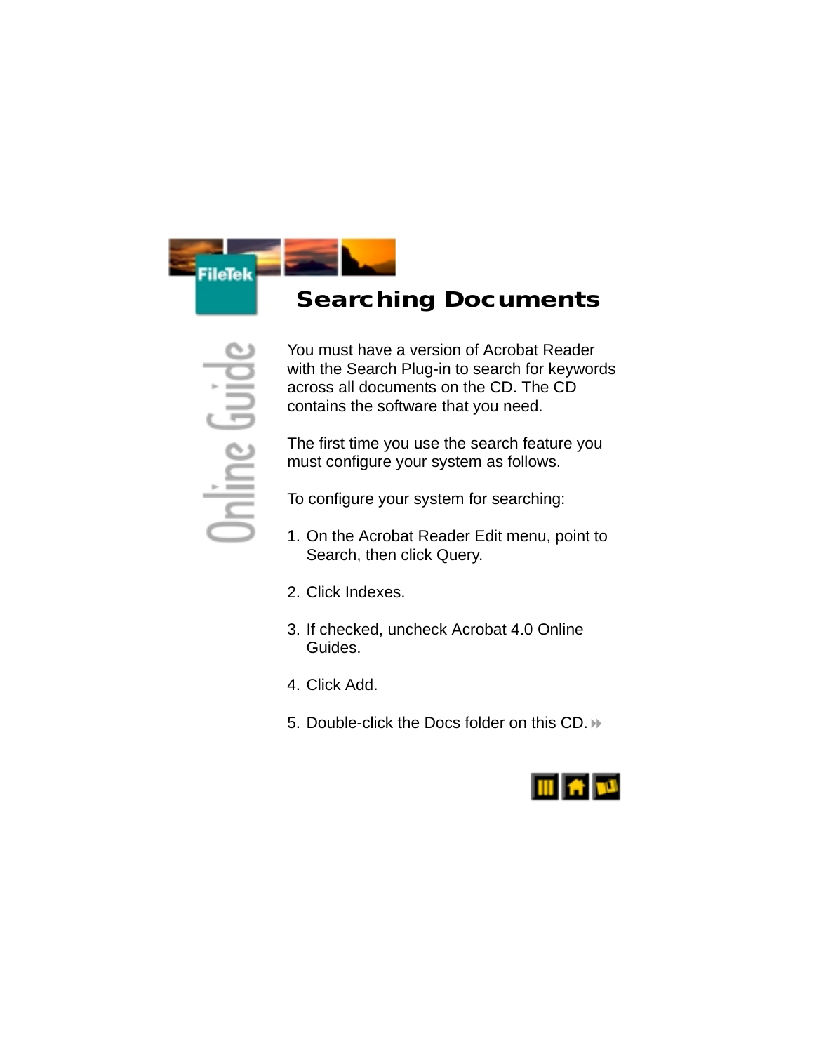# Searching Documents

You must have a version of Acrobat Reader with the Search Plug-in to search for keywords across all documents on the CD. The CD contains the software that you need.

The first time you use the search feature you must configure your system as follows.

To configure your system for searching:

1. On the Acrobat Reader Edit menu, point to Search, then click Query.

2. Click Indexes.

3. If checked, uncheck Acrobat 4.0 Online Guides.

4. Click Add.

5. Double-click the Docs folder on this CD.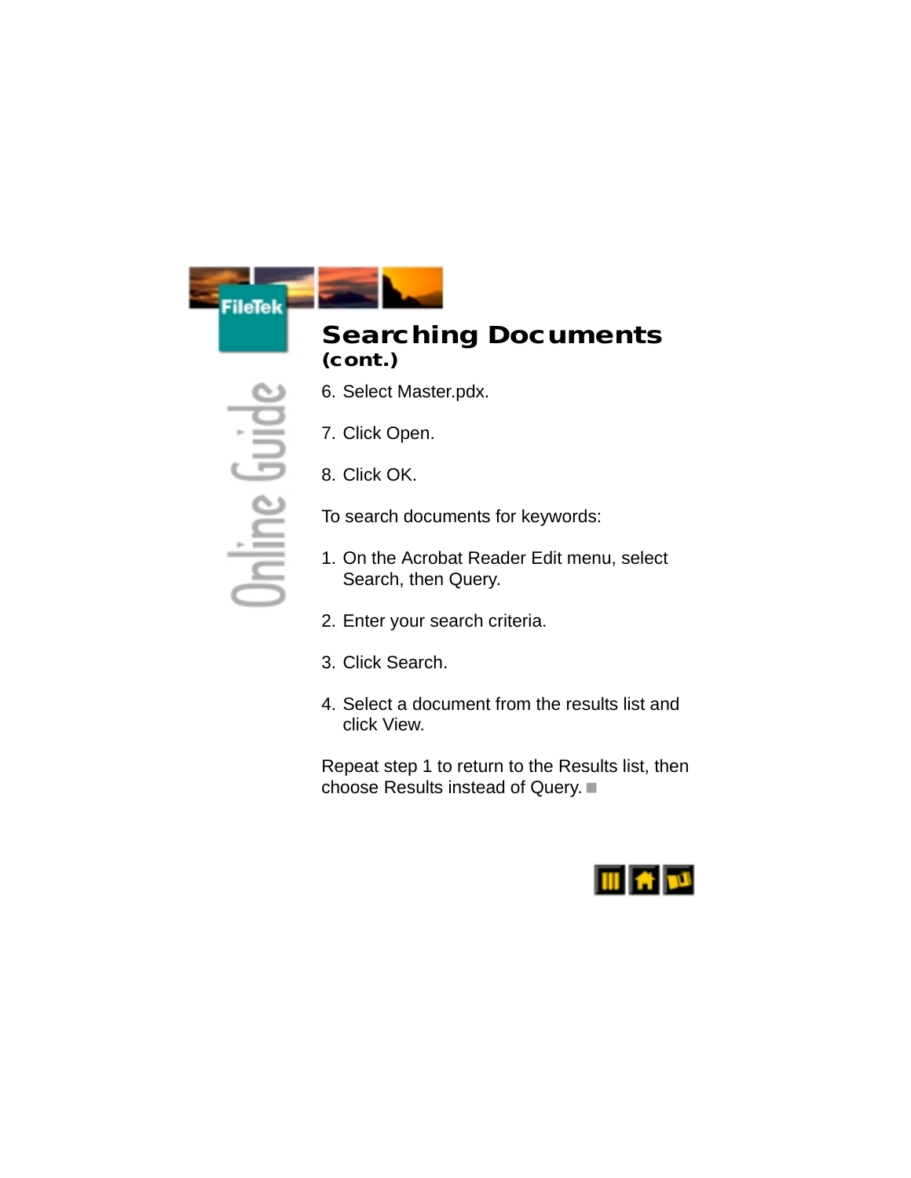## Searching Documents
**(cont.)**

6. Select Master.pdx.

7. Click Open.

8. Click OK.

To search documents for keywords:

1. On the Acrobat Reader Edit menu, select Search, then Query.

2. Enter your search criteria.

3. Click Search.

4. Select a document from the results list and click View.

Repeat step 1 to return to the Results list, then choose Results instead of Query. ■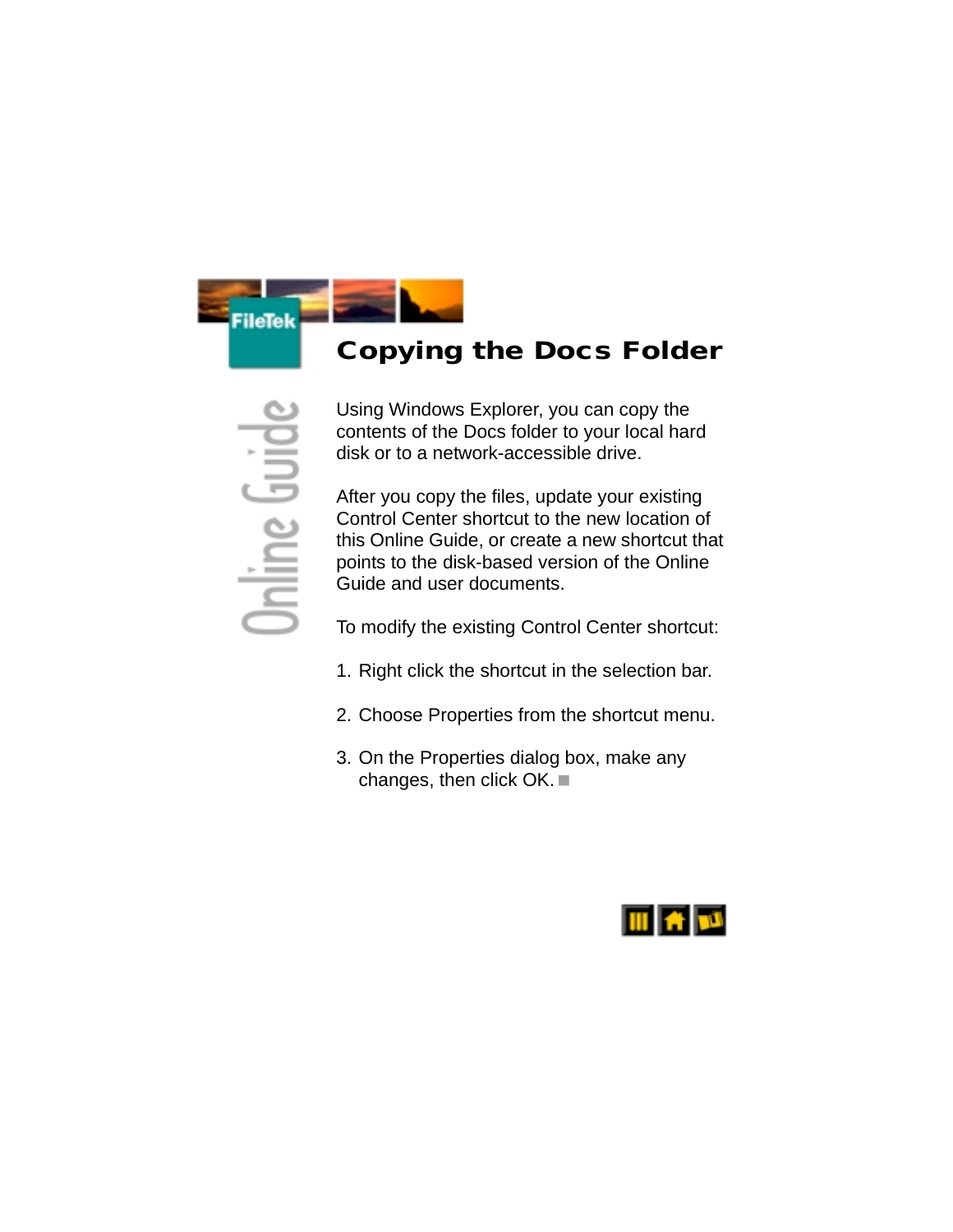# Copying the Docs Folder

Using Windows Explorer, you can copy the contents of the Docs folder to your local hard disk or to a network-accessible drive.

After you copy the files, update your existing Control Center shortcut to the new location of this Online Guide, or create a new shortcut that points to the disk-based version of the Online Guide and user documents.

To modify the existing Control Center shortcut:

1. Right click the shortcut in the selection bar.
2. Choose Properties from the shortcut menu.
3. On the Properties dialog box, make any changes, then click OK. ■